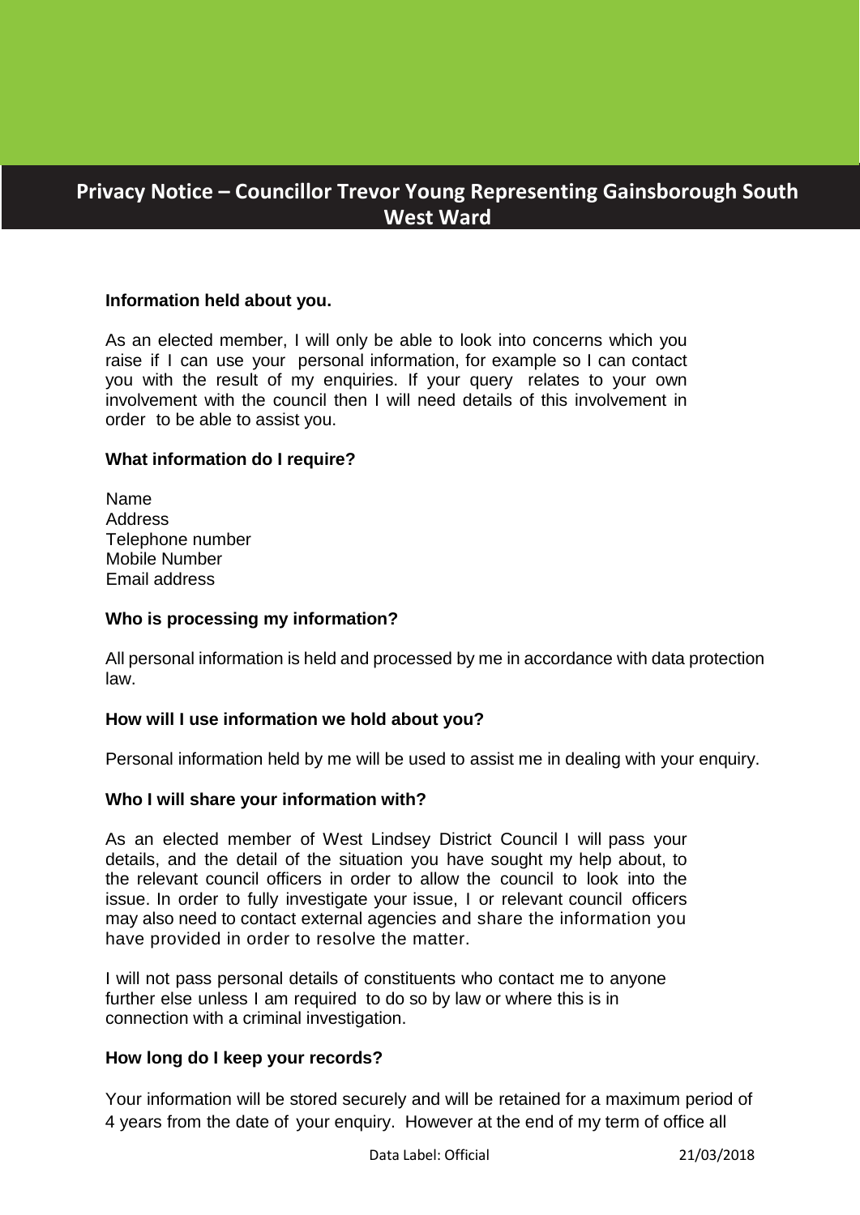# Privacy Notice – Councillor Trevor Young Representing Gainsborough South West Ward

**Information held about you.**

As an elected member, I will only be able to look into concerns which you raise if I can use your personal information, for example so I can contact you with the result of my enquiries. If your query relates to your own involvement with the council then I will need details of this involvement in order to be able to assist you.

**What information do I require?**

Name
Address
Telephone number
Mobile Number
Email address

**Who is processing my information?**

All personal information is held and processed by me in accordance with data protection law.

**How will I use information we hold about you?**

Personal information held by me will be used to assist me in dealing with your enquiry.

**Who I will share your information with?**

As an elected member of West Lindsey District Council I will pass your details, and the detail of the situation you have sought my help about, to the relevant council officers in order to allow the council to look into the issue. In order to fully investigate your issue, I or relevant council officers may also need to contact external agencies and share the information you have provided in order to resolve the matter.

I will not pass personal details of constituents who contact me to anyone further else unless I am required to do so by law or where this is in connection with a criminal investigation.

**How long do I keep your records?**

Your information will be stored securely and will be retained for a maximum period of 4 years from the date of your enquiry. However at the end of my term of office all

Data Label: Official 21/03/2018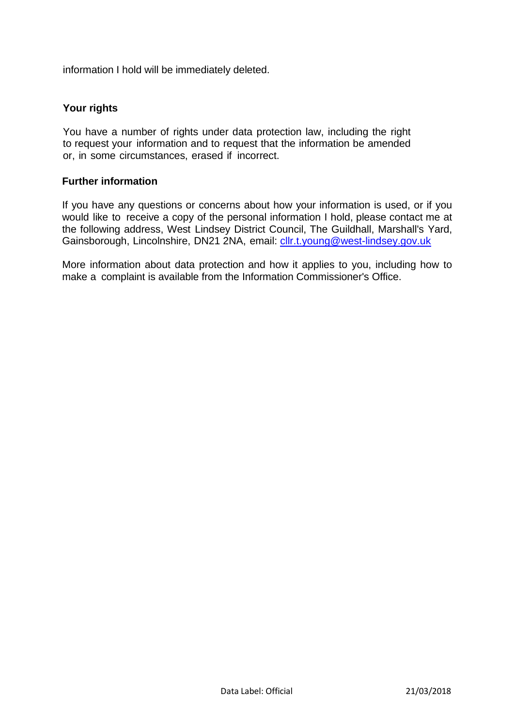information I hold will be immediately deleted.

## Your rights

You have a number of rights under data protection law, including the right to request your information and to request that the information be amended or, in some circumstances, erased if incorrect.

## Further information

If you have any questions or concerns about how your information is used, or if you would like to receive a copy of the personal information I hold, please contact me at the following address, West Lindsey District Council, The Guildhall, Marshall's Yard, Gainsborough, Lincolnshire, DN21 2NA, email: cllr.t.young@west-lindsey.gov.uk

More information about data protection and how it applies to you, including how to make a complaint is available from the Information Commissioner's Office.